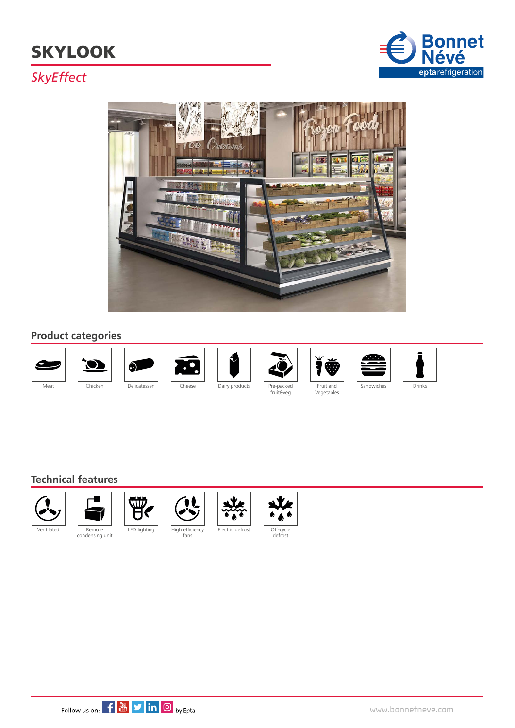# SKYLOOK

*SkyEffect*

## Product categories

Meat

Chicken

Delicatessen

Cheese

Dairy products

Pre-packed fruit&veg

Fruit and Vegetables

Sandwiches

Drinks

## Technical features

Ventilated

Remote condensing unit

LED lighting

High efficiency fans

Electric defrost

Off-cycle defrost

Follow us on: by Epta

www.bonnetneve.com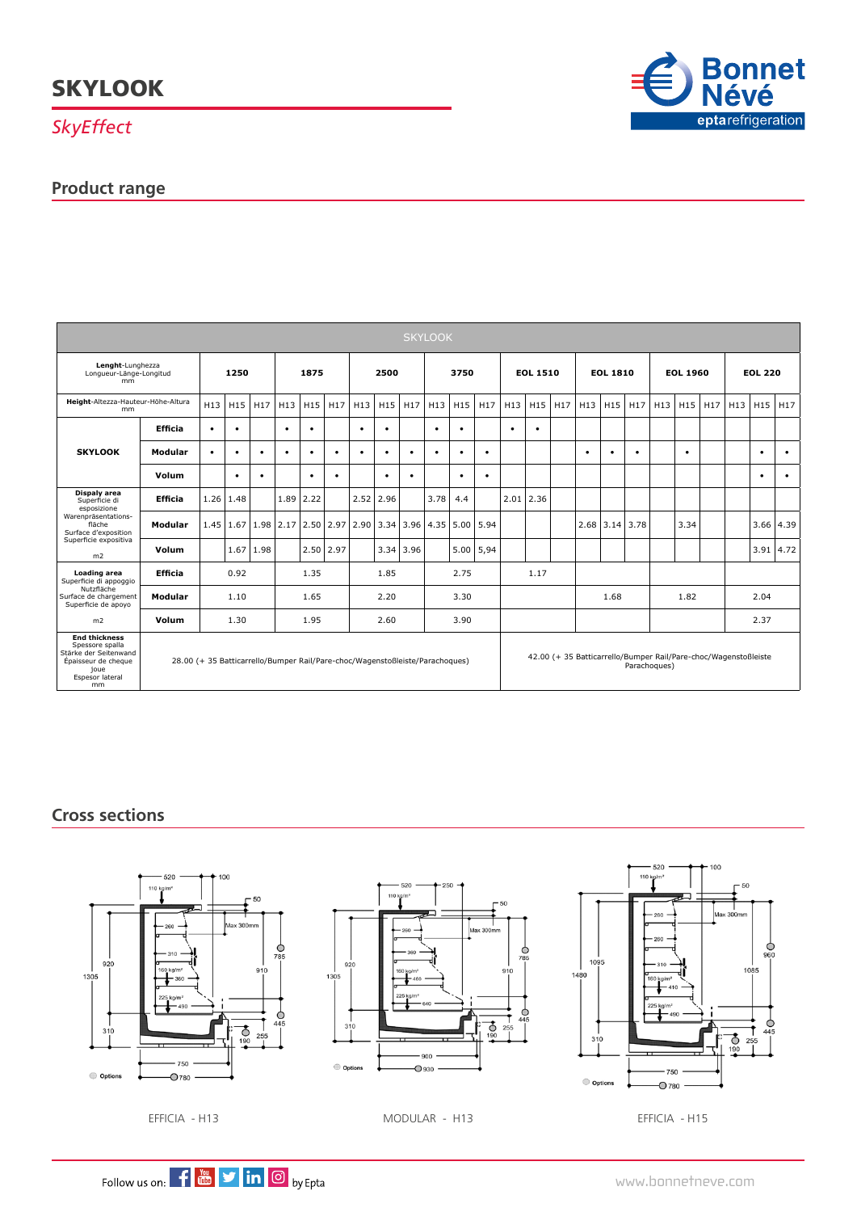# SKYLOOK

*SkyEffect*

## Product range

| SKYLOOK | | | | | | | | | | | | | | | | | | | | | | | | | |
|---|---|---|---|---|---|---|---|---|---|---|---|---|---|---|---|---|---|---|---|---|---|---|---|---|---|
| **Lenght**-Lunghezza Longueur-Länge-Longitud mm | | **1250** | | | **1875** | | | **2500** | | | **3750** | | | **EOL 1510** | | | **EOL 1810** | | | **EOL 1960** | | | **EOL 220** | | |
| **Height**-Altezza-Hauteur-Höhe-Altura mm | | H13 | H15 | H17 | H13 | H15 | H17 | H13 | H15 | H17 | H13 | H15 | H17 | H13 | H15 | H17 | H13 | H15 | H17 | H13 | H15 | H17 | H13 | H15 | H17 |
| **SKYLOOK** | **Efficia** | • | • | | • | • | | • | • | | • | • | | • | • | | | | | | | | | | |
| | **Modular** | • | • | • | • | • | • | • | • | • | • | • | • | | | | • | • | • | | • | | | • | • |
| | **Volum** | | • | • | | • | • | | • | • | | • | • | | | | | | | | | | | • | • |
| **Dispaly area** Superficie di esposizione Warenpräsentations-fläche Surface d'exposition Superficie expositiva m2 | **Efficia** | 1.26 | 1.48 | | 1.89 | 2.22 | | 2.52 | 2.96 | | 3.78 | 4.4 | | 2.01 | 2.36 | | | | | | | | | | |
| | **Modular** | 1.45 | 1.67 | 1.98 | 2.17 | 2.50 | 2.97 | 2.90 | 3.34 | 3.96 | 4.35 | 5.00 | 5.94 | | | | 2.68 | 3.14 | 3.78 | | 3.34 | | | 3.66 | 4.39 |
| | **Volum** | | 1.67 | 1.98 | | 2.50 | 2.97 | | 3.34 | 3.96 | | 5.00 | 5,94 | | | | | | | | | | | 3.91 | 4.72 |
| **Loading area** Superficie di appoggio Nutzfläche Surface de chargement Superficie de apoyo m2 | **Efficia** | 0.92 | | | 1.35 | | | 1.85 | | | 2.75 | | | 1.17 | | | | | | | | | | | |
| | **Modular** | 1.10 | | | 1.65 | | | 2.20 | | | 3.30 | | | | | | 1.68 | | | 1.82 | | | 2.04 | | |
| | **Volum** | 1.30 | | | 1.95 | | | 2.60 | | | 3.90 | | | | | | | | | | | | 2.37 | | |
| **End thickness** Spessore spalla Stärke der Seitenwand Épaisseur de cheque joue Espesor lateral mm | | 28.00 (+ 35 Batticarrello/Bumper Rail/Pare-choc/Wagenstoßleiste/Parachoques) | | | | | | | | | | | | 42.00 (+ 35 Batticarrello/Bumper Rail/Pare-choc/Wagenstoßleiste Parachoques) | | | | | | | | | | | |

## Cross sections

EFFICIA - H13

MODULAR - H13

EFFICIA - H15

Follow us on: by Epta

www.bonnetneve.com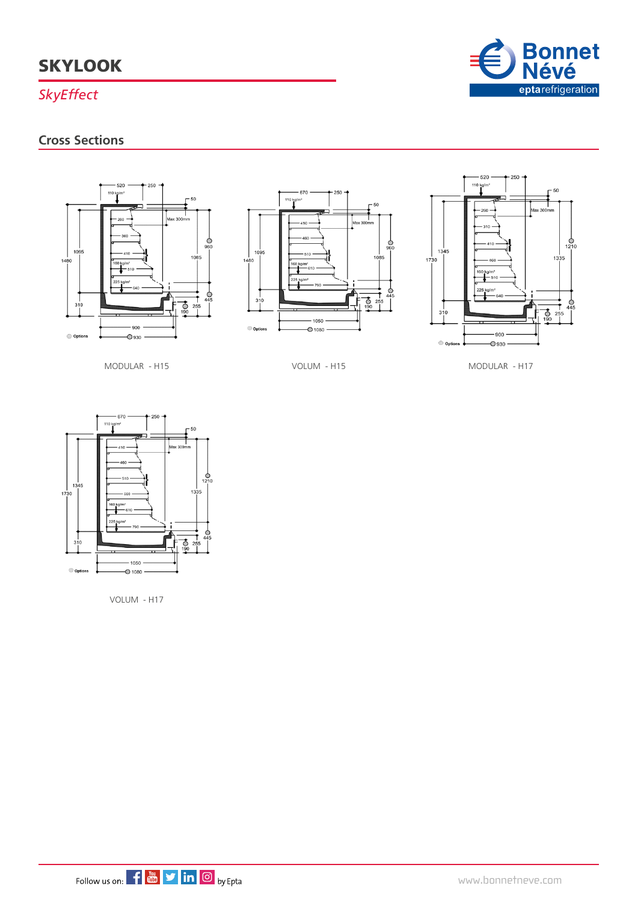# SKYLOOK

*SkyEffect*

## Cross Sections

MODULAR - H15

VOLUM - H15

MODULAR - H17

VOLUM - H17

Follow us on: by Epta

www.bonnetneve.com